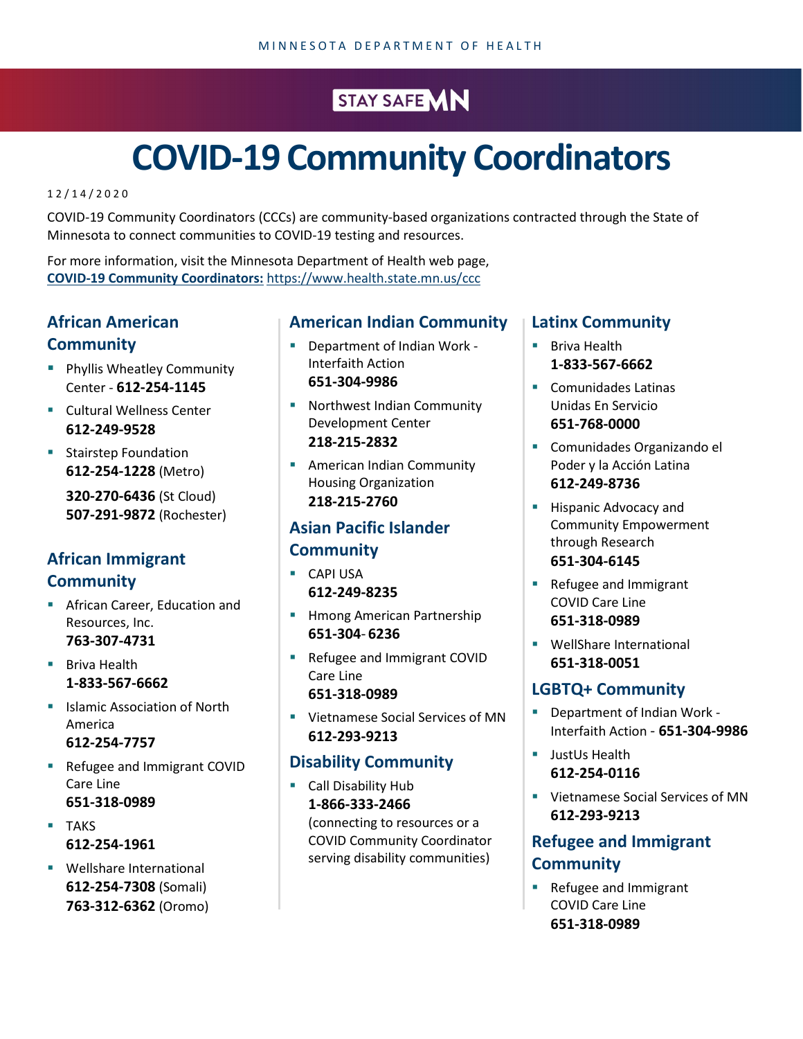MINNESOTA DEPARTMENT OF HEALTH

STAY SAFE MN

# COVID-19 Community Coordinators

12/14/2020

COVID-19 Community Coordinators (CCCs) are community-based organizations contracted through the State of Minnesota to connect communities to COVID-19 testing and resources.

For more information, visit the Minnesota Department of Health web page, **COVID-19 Community Coordinators:** https://www.health.state.mn.us/ccc

## African American Community

- Phyllis Wheatley Community Center - **612-254-1145**
- Cultural Wellness Center  
  **612-249-9528**
- Stairstep Foundation  
  **612-254-1228** (Metro)  
  **320-270-6436** (St Cloud)  
  **507-291-9872** (Rochester)

## African Immigrant Community

- African Career, Education and Resources, Inc.  
  **763-307-4731**
- Briva Health  
  **1-833-567-6662**
- Islamic Association of North America  
  **612-254-7757**
- Refugee and Immigrant COVID Care Line  
  **651-318-0989**
- TAKS  
  **612-254-1961**
- Wellshare International  
  **612-254-7308** (Somali)  
  **763-312-6362** (Oromo)

## American Indian Community

- Department of Indian Work - Interfaith Action  
  **651-304-9986**
- Northwest Indian Community Development Center  
  **218-215-2832**
- American Indian Community Housing Organization  
  **218-215-2760**

## Asian Pacific Islander Community

- CAPI USA  
  **612-249-8235**
- Hmong American Partnership  
  **651-304-6236**
- Refugee and Immigrant COVID Care Line  
  **651-318-0989**
- Vietnamese Social Services of MN  
  **612-293-9213**

## Disability Community

- Call Disability Hub  
  **1-866-333-2466**  
  (connecting to resources or a COVID Community Coordinator serving disability communities)

## Latinx Community

- Briva Health  
  **1-833-567-6662**
- Comunidades Latinas Unidas En Servicio  
  **651-768-0000**
- Comunidades Organizando el Poder y la Acción Latina  
  **612-249-8736**
- Hispanic Advocacy and Community Empowerment through Research  
  **651-304-6145**
- Refugee and Immigrant COVID Care Line  
  **651-318-0989**
- WellShare International  
  **651-318-0051**

## LGBTQ+ Community

- Department of Indian Work - Interfaith Action - **651-304-9986**
- JustUs Health  
  **612-254-0116**
- Vietnamese Social Services of MN  
  **612-293-9213**

## Refugee and Immigrant Community

- Refugee and Immigrant COVID Care Line  
  **651-318-0989**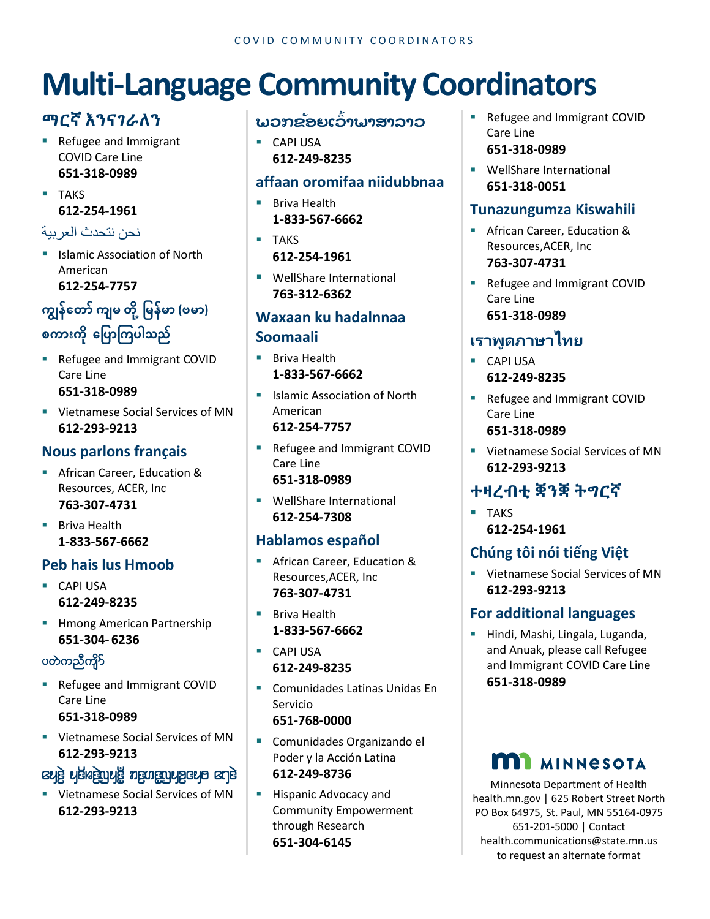COVID COMMUNITY COORDINATORS

# Multi-Language Community Coordinators

## ማርኛ እንናገራለን

- Refugee and Immigrant COVID Care Line
  **651-318-0989**
- TAKS
  **612-254-1961**

## نحن نتحدث العربية

- Islamic Association of North American
  **612-254-7757**

## ကျွန်တော် ကျမ တို့ မြန်မာ (ဗမာ) စကားကို ပြောကြပါသည်

- Refugee and Immigrant COVID Care Line
  **651-318-0989**
- Vietnamese Social Services of MN
  **612-293-9213**

## Nous parlons français

- African Career, Education & Resources, ACER, Inc
  **763-307-4731**
- Briva Health
  **1-833-567-6662**

## Peb hais lus Hmoob

- CAPI USA
  **612-249-8235**
- Hmong American Partnership
  **651-304- 6236**

## ပတဲကညီကျိာ်

- Refugee and Immigrant COVID Care Line
  **651-318-0989**
- Vietnamese Social Services of MN
  **612-293-9213**

## ꤕꤟꤌꤣ ꤒꤟꤢꤩꤌꤣ ꤊꤢꤩꤚꤝꤤ

- Vietnamese Social Services of MN
  **612-293-9213**

## ພວກຂ້ອຍເວົ້າພາສາລາວ

- CAPI USA
  **612-249-8235**

## affaan oromifaa niidubbnaa

- Briva Health
  **1-833-567-6662**
- TAKS
  **612-254-1961**
- WellShare International
  **763-312-6362**

## Waxaan ku hadalnnaa Soomaali

- Briva Health
  **1-833-567-6662**
- Islamic Association of North American
  **612-254-7757**
- Refugee and Immigrant COVID Care Line
  **651-318-0989**
- WellShare International
  **612-254-7308**

## Hablamos español

- African Career, Education & Resources,ACER, Inc
  **763-307-4731**
- Briva Health
  **1-833-567-6662**
- CAPI USA
  **612-249-8235**
- Comunidades Latinas Unidas En Servicio
  **651-768-0000**
- Comunidades Organizando el Poder y la Acción Latina
  **612-249-8736**
- Hispanic Advocacy and Community Empowerment through Research
  **651-304-6145**

- Refugee and Immigrant COVID Care Line
  **651-318-0989**
- WellShare International
  **651-318-0051**

## Tunazungumza Kiswahili

- African Career, Education & Resources,ACER, Inc
  **763-307-4731**
- Refugee and Immigrant COVID Care Line
  **651-318-0989**

## เราพูดภาษาไทย

- CAPI USA
  **612-249-8235**
- Refugee and Immigrant COVID Care Line
  **651-318-0989**
- Vietnamese Social Services of MN
  **612-293-9213**

## ተዛረብቲ ቋንቋ ትግርኛ

- TAKS
  **612-254-1961**

## Chúng tôi nói tiếng Việt

- Vietnamese Social Services of MN
  **612-293-9213**

## For additional languages

- Hindi, Mashi, Lingala, Luganda, and Anuak, please call Refugee and Immigrant COVID Care Line
  **651-318-0989**

MINNESOTA

Minnesota Department of Health
health.mn.gov | 625 Robert Street North
PO Box 64975, St. Paul, MN 55164-0975
651-201-5000 | Contact
health.communications@state.mn.us
to request an alternate format